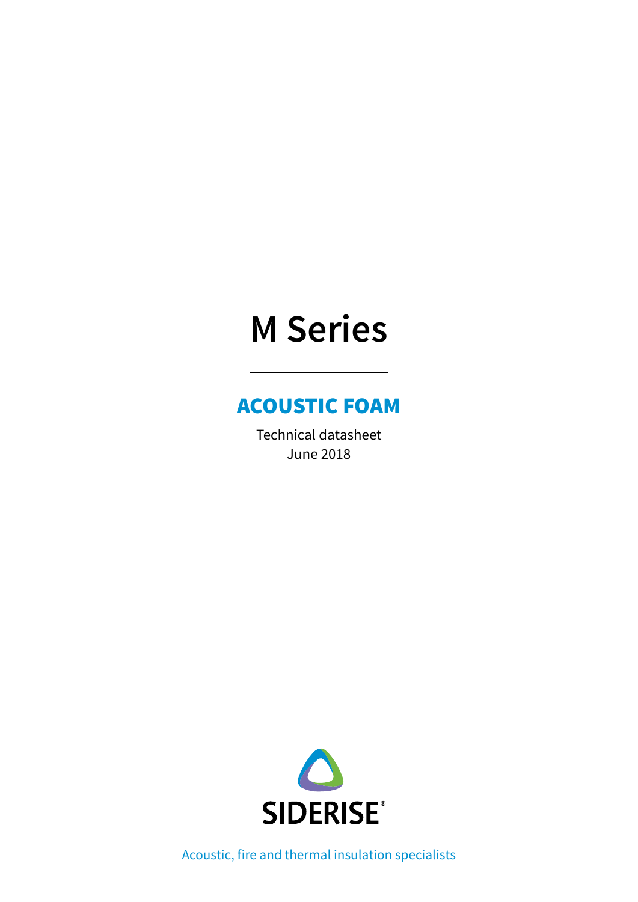# M Series

## ACOUSTIC FOAM

Technical datasheet
June 2018

SIDERISE®

Acoustic, fire and thermal insulation specialists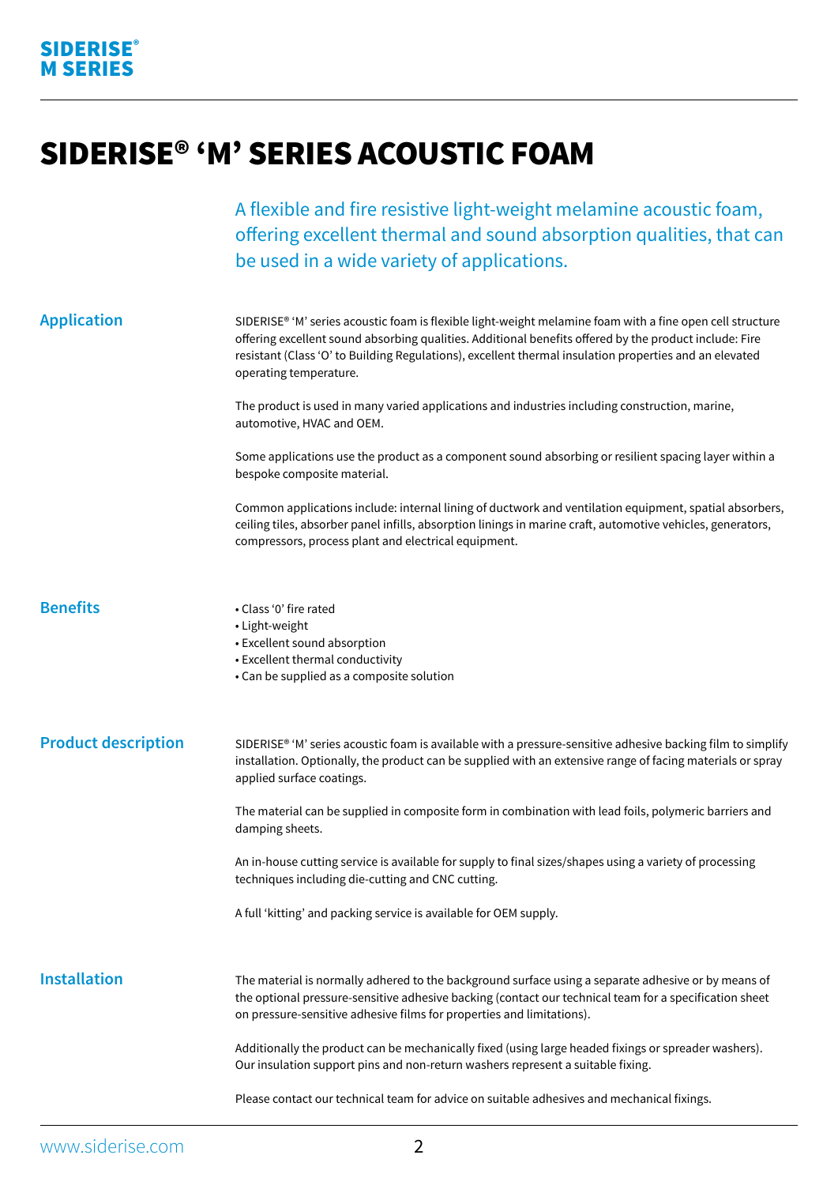# SIDERISE® 'M' SERIES ACOUSTIC FOAM

A flexible and fire resistive light-weight melamine acoustic foam, offering excellent thermal and sound absorption qualities, that can be used in a wide variety of applications.

## Application

SIDERISE® 'M' series acoustic foam is flexible light-weight melamine foam with a fine open cell structure offering excellent sound absorbing qualities. Additional benefits offered by the product include: Fire resistant (Class 'O' to Building Regulations), excellent thermal insulation properties and an elevated operating temperature.

The product is used in many varied applications and industries including construction, marine, automotive, HVAC and OEM.

Some applications use the product as a component sound absorbing or resilient spacing layer within a bespoke composite material.

Common applications include: internal lining of ductwork and ventilation equipment, spatial absorbers, ceiling tiles, absorber panel infills, absorption linings in marine craft, automotive vehicles, generators, compressors, process plant and electrical equipment.

## Benefits

- Class '0' fire rated
- Light-weight
- Excellent sound absorption
- Excellent thermal conductivity
- Can be supplied as a composite solution

## Product description

SIDERISE® 'M' series acoustic foam is available with a pressure-sensitive adhesive backing film to simplify installation. Optionally, the product can be supplied with an extensive range of facing materials or spray applied surface coatings.

The material can be supplied in composite form in combination with lead foils, polymeric barriers and damping sheets.

An in-house cutting service is available for supply to final sizes/shapes using a variety of processing techniques including die-cutting and CNC cutting.

A full 'kitting' and packing service is available for OEM supply.

## Installation

The material is normally adhered to the background surface using a separate adhesive or by means of the optional pressure-sensitive adhesive backing (contact our technical team for a specification sheet on pressure-sensitive adhesive films for properties and limitations).

Additionally the product can be mechanically fixed (using large headed fixings or spreader washers). Our insulation support pins and non-return washers represent a suitable fixing.

Please contact our technical team for advice on suitable adhesives and mechanical fixings.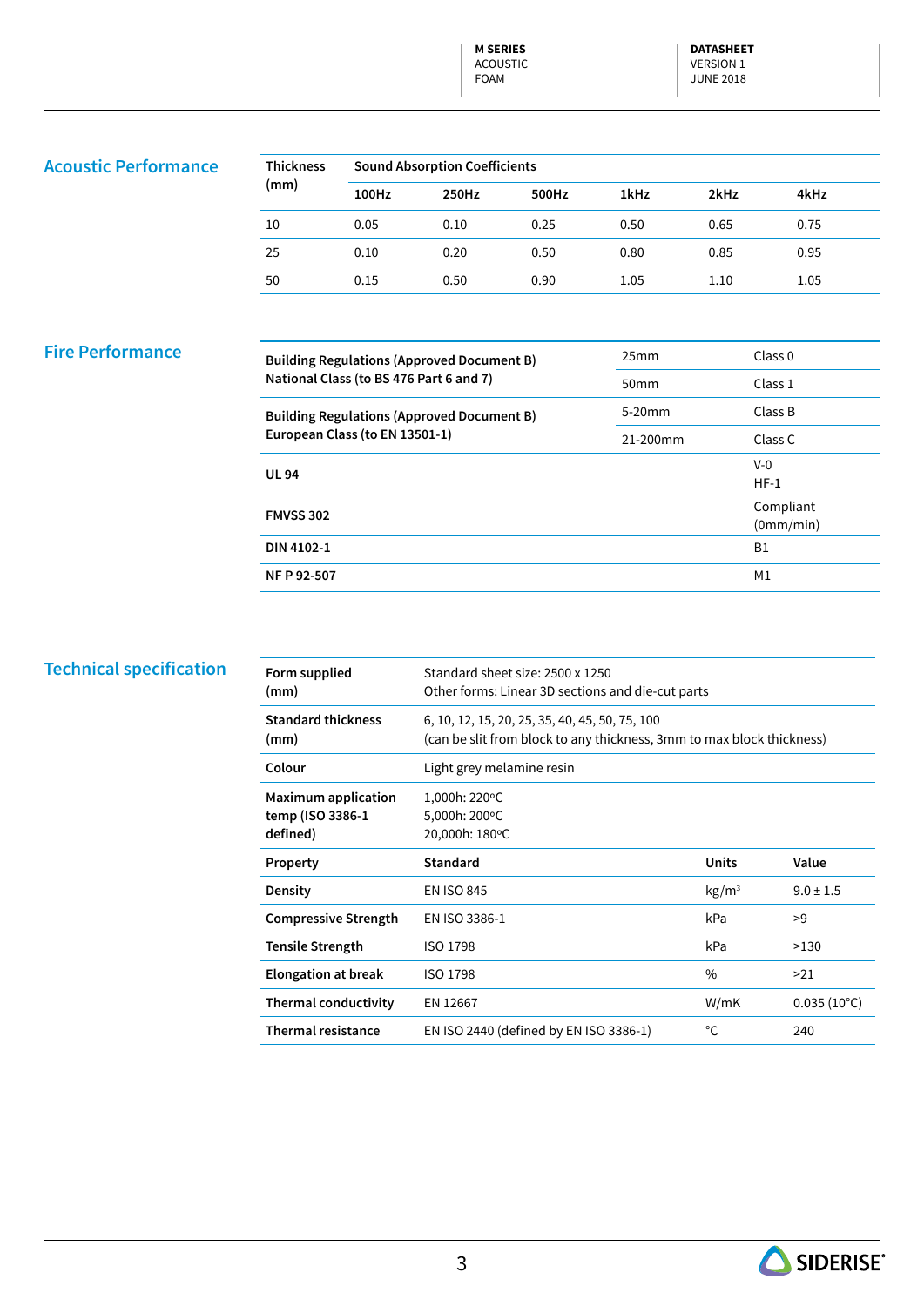## Acoustic Performance

| Thickness (mm) | Sound Absorption Coefficients | | | | | |
|---|---|---|---|---|---|---|
| | 100Hz | 250Hz | 500Hz | 1kHz | 2kHz | 4kHz |
| 10 | 0.05 | 0.10 | 0.25 | 0.50 | 0.65 | 0.75 |
| 25 | 0.10 | 0.20 | 0.50 | 0.80 | 0.85 | 0.95 |
| 50 | 0.15 | 0.50 | 0.90 | 1.05 | 1.10 | 1.05 |

## Fire Performance

| | | |
|---|---|---|
| **Building Regulations (Approved Document B) National Class (to BS 476 Part 6 and 7)** | 25mm | Class 0 |
| | 50mm | Class 1 |
| **Building Regulations (Approved Document B) European Class (to EN 13501-1)** | 5-20mm | Class B |
| | 21-200mm | Class C |
| **UL 94** | | V-0<br>HF-1 |
| **FMVSS 302** | | Compliant (0mm/min) |
| **DIN 4102-1** | | B1 |
| **NF P 92-507** | | M1 |

## Technical specification

| | | | |
|---|---|---|---|
| **Form supplied (mm)** | Standard sheet size: 2500 x 1250<br>Other forms: Linear 3D sections and die-cut parts | | |
| **Standard thickness (mm)** | 6, 10, 12, 15, 20, 25, 35, 40, 45, 50, 75, 100<br>(can be slit from block to any thickness, 3mm to max block thickness) | | |
| **Colour** | Light grey melamine resin | | |
| **Maximum application temp (ISO 3386-1 defined)** | 1,000h: 220ºC<br>5,000h: 200ºC<br>20,000h: 180ºC | | |
| **Property** | **Standard** | **Units** | **Value** |
| **Density** | EN ISO 845 | kg/m³ | 9.0 ± 1.5 |
| **Compressive Strength** | EN ISO 3386-1 | kPa | >9 |
| **Tensile Strength** | ISO 1798 | kPa | >130 |
| **Elongation at break** | ISO 1798 | % | >21 |
| **Thermal conductivity** | EN 12667 | W/mK | 0.035 (10°C) |
| **Thermal resistance** | EN ISO 2440 (defined by EN ISO 3386-1) | °C | 240 |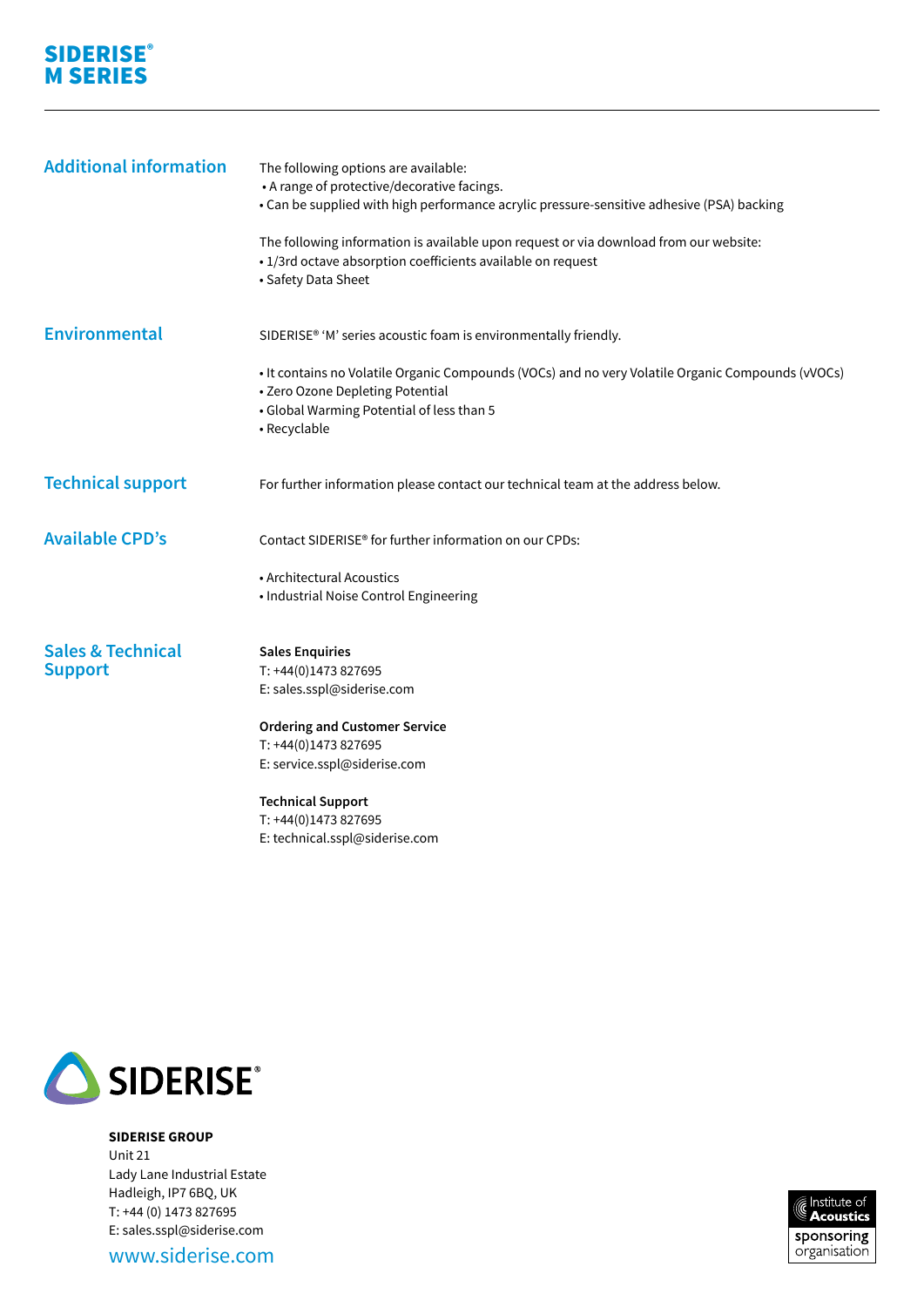## Additional information

The following options are available:

- A range of protective/decorative facings.
- Can be supplied with high performance acrylic pressure-sensitive adhesive (PSA) backing

The following information is available upon request or via download from our website:

- 1/3rd octave absorption coefficients available on request
- Safety Data Sheet

## Environmental

SIDERISE® 'M' series acoustic foam is environmentally friendly.

- It contains no Volatile Organic Compounds (VOCs) and no very Volatile Organic Compounds (vVOCs)
- Zero Ozone Depleting Potential
- Global Warming Potential of less than 5
- Recyclable

## Technical support

For further information please contact our technical team at the address below.

## Available CPD's

Contact SIDERISE® for further information on our CPDs:

- Architectural Acoustics
- Industrial Noise Control Engineering

## Sales & Technical Support

**Sales Enquiries**
T: +44(0)1473 827695
E: sales.sspl@siderise.com

**Ordering and Customer Service**
T: +44(0)1473 827695
E: service.sspl@siderise.com

**Technical Support**
T: +44(0)1473 827695
E: technical.sspl@siderise.com

SIDERISE®

**SIDERISE GROUP**
Unit 21
Lady Lane Industrial Estate
Hadleigh, IP7 6BQ, UK
T: +44 (0) 1473 827695
E: sales.sspl@siderise.com

www.siderise.com

Institute of Acoustics sponsoring organisation